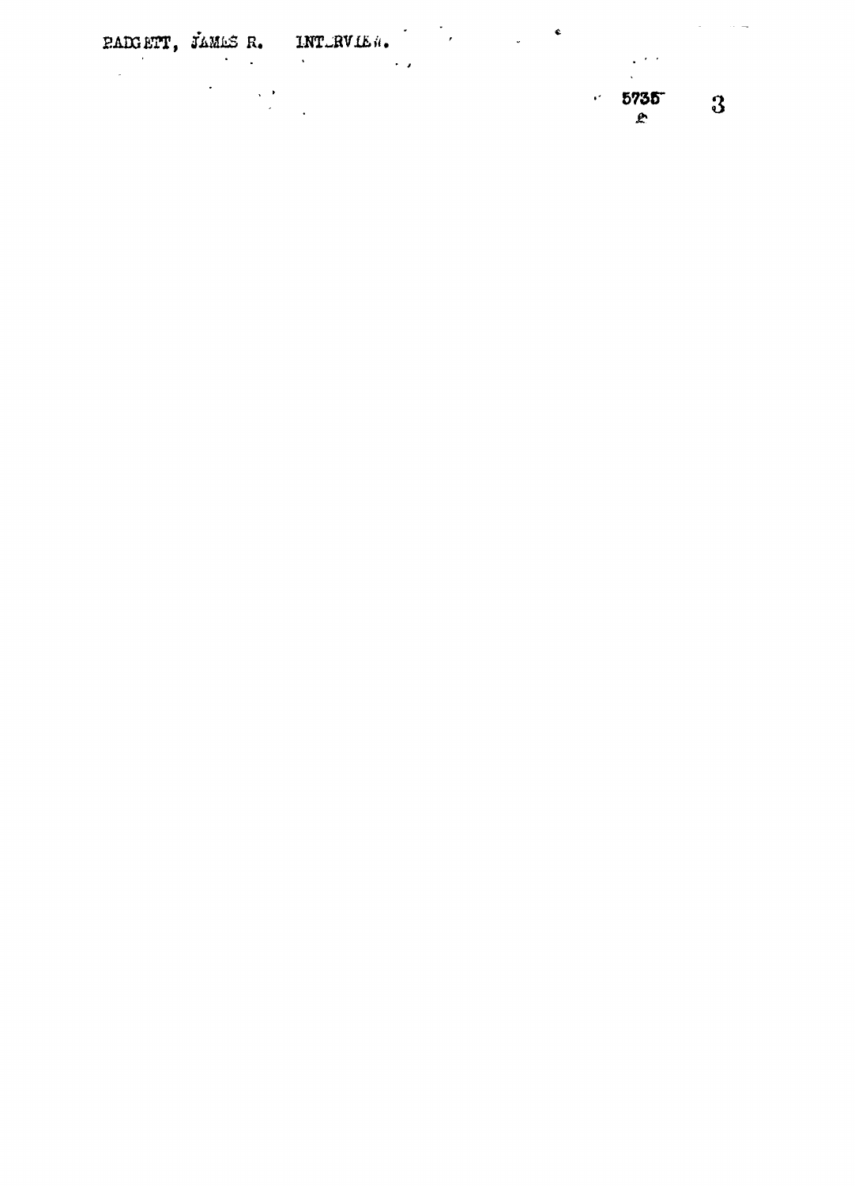PADGETT, JAMES R. INTERVIEW.

5735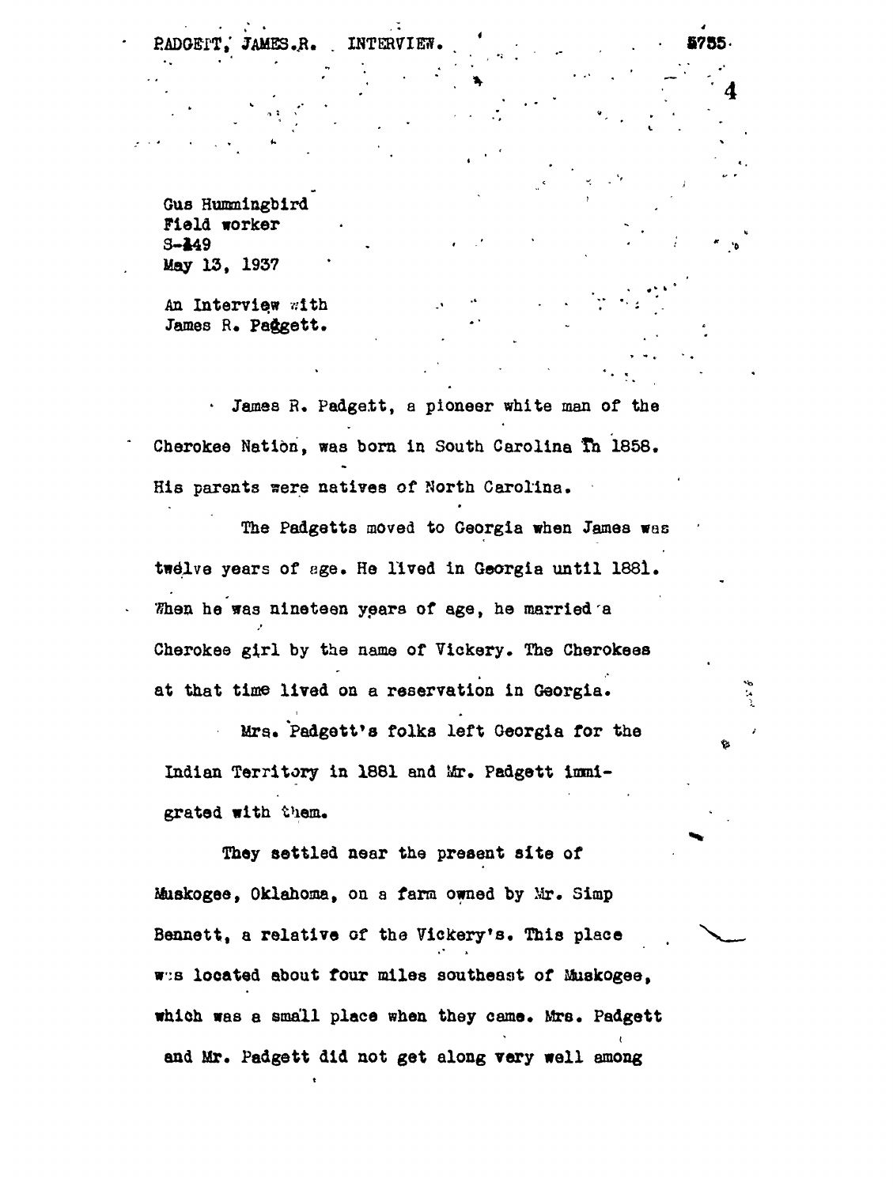Gus Hummingbird
Field worker
S-149
May 13, 1937

An Interview with
James R. Padgett.

James R. Padgett, a pioneer white man of the Cherokee Nation, was born in South Carolina in 1858. His parents were natives of North Carolina.

The Padgetts moved to Georgia when James was twelve years of age. He lived in Georgia until 1881. When he was nineteen years of age, he married a Cherokee girl by the name of Vickery. The Cherokees at that time lived on a reservation in Georgia.

Mrs. Padgett's folks left Georgia for the Indian Territory in 1881 and Mr. Padgett immigrated with them.

They settled near the present site of Muskogee, Oklahoma, on a farm owned by Mr. Simp Bennett, a relative of the Vickery's. This place was located about four miles southeast of Muskogee, which was a small place when they came. Mrs. Padgett and Mr. Padgett did not get along very well among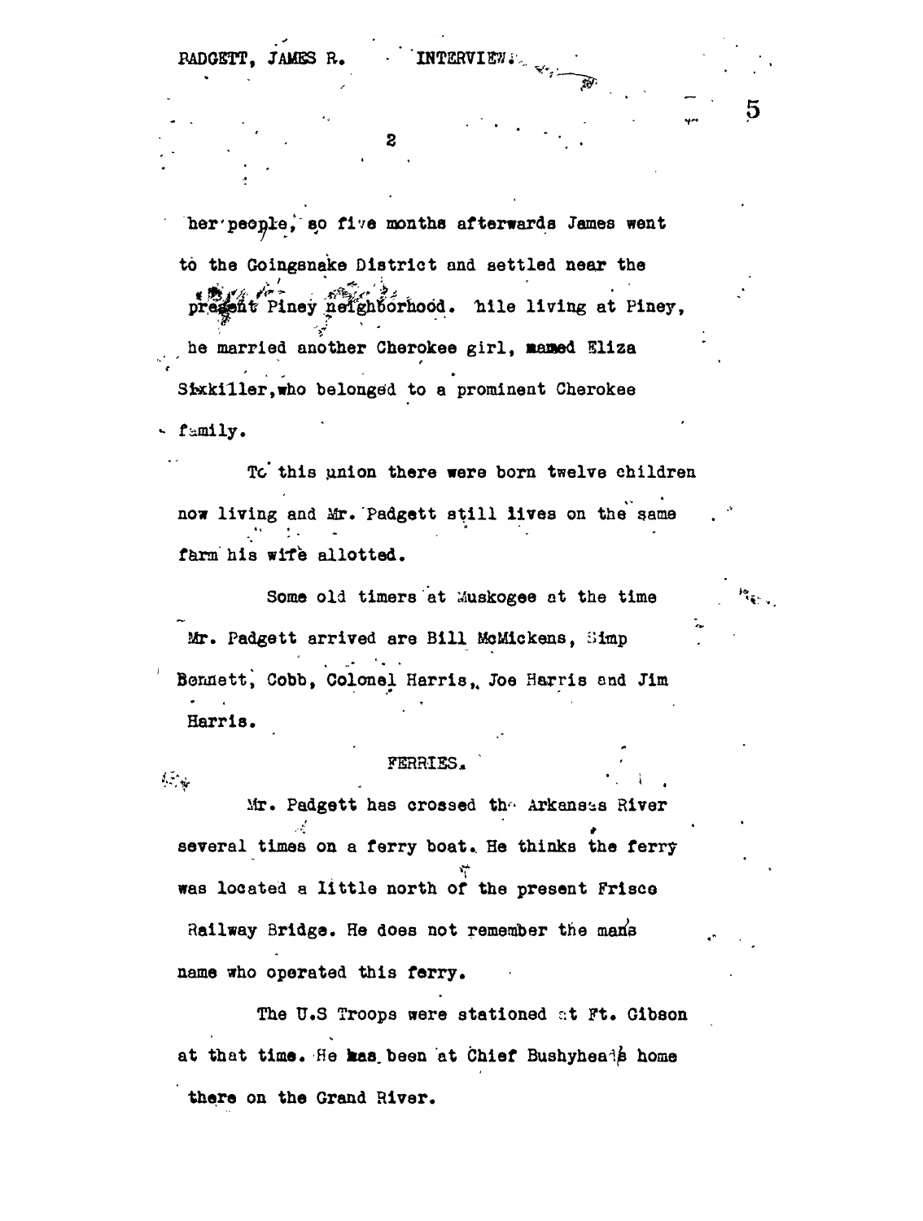her people, so five months afterwards James went to the Goingsnake District and settled near the present Piney neighborhood. While living at Piney, he married another Cherokee girl, named Eliza Sixkiller, who belonged to a prominent Cherokee family.

To this union there were born twelve children now living and Mr. Padgett still lives on the same farm his wife allotted.

Some old timers at Muskogee at the time Mr. Padgett arrived are Bill McMickens, Simp Bennett, Cobb, Colonel Harris, Joe Harris and Jim Harris.

## FERRIES.

Mr. Padgett has crossed the Arkansas River several times on a ferry boat. He thinks the ferry was located a little north of the present Frisco Railway Bridge. He does not remember the mans name who operated this ferry.

The U.S Troops were stationed at Ft. Gibson at that time. He has been at Chief Bushyhead's home there on the Grand River.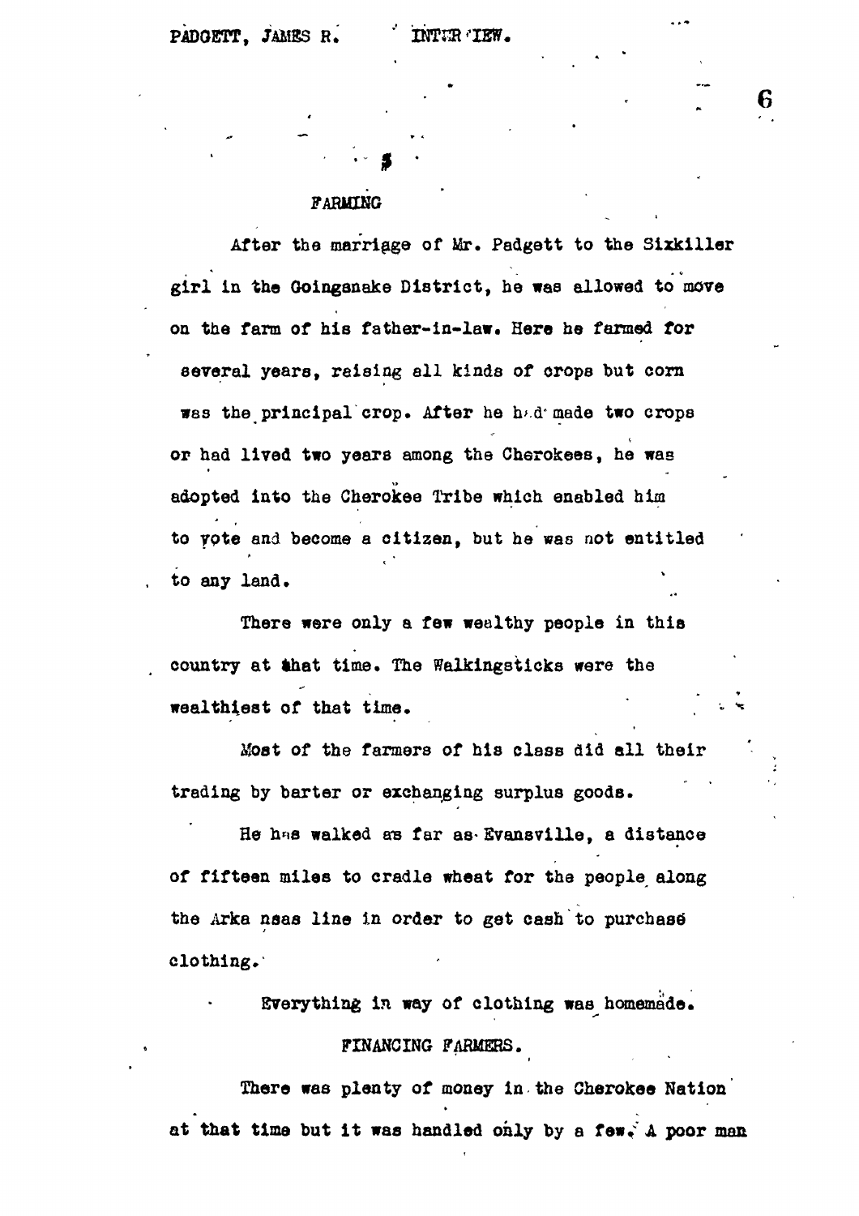## FARMING

After the marriage of Mr. Padgett to the Sixkiller girl in the Goingsnake District, he was allowed to move on the farm of his father-in-law. Here he farmed for several years, raising all kinds of crops but corn was the principal crop. After he had made two crops or had lived two years among the Cherokees, he was adopted into the Cherokee Tribe which enabled him to vote and become a citizen, but he was not entitled to any land.

There were only a few wealthy people in this country at that time. The Walkingsticks were the wealthiest of that time.

Most of the farmers of his class did all their trading by barter or exchanging surplus goods.

He has walked as far as Evansville, a distance of fifteen miles to cradle wheat for the people along the Arkansas line in order to get cash to purchase clothing.

Everything in way of clothing was homemade.

## FINANCING FARMERS.

There was plenty of money in the Cherokee Nation at that time but it was handled only by a few. A poor man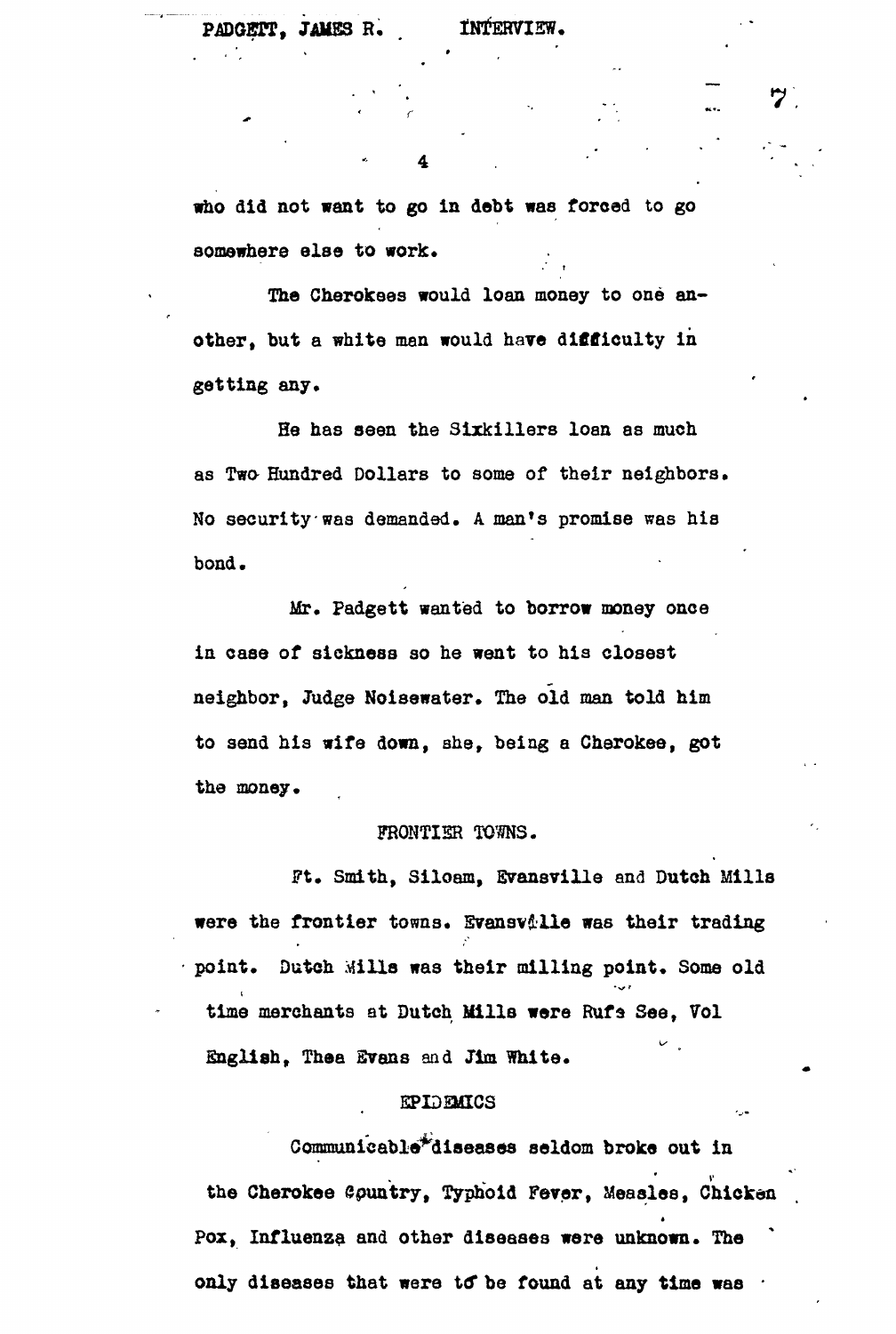who did not want to go in debt was forced to go somewhere else to work.

The Cherokees would loan money to one another, but a white man would have difficulty in getting any.

He has seen the Sixkillers loan as much as Two Hundred Dollars to some of their neighbors. No security was demanded. A man's promise was his bond.

Mr. Padgett wanted to borrow money once in case of sickness so he went to his closest neighbor, Judge Noisewater. The old man told him to send his wife down, she, being a Cherokee, got the money.

## FRONTIER TOWNS.

Ft. Smith, Siloam, Evansville and Dutch Mills were the frontier towns. Evansville was their trading point. Dutch Mills was their milling point. Some old time merchants at Dutch Mills were Rufe See, Vol English, Thea Evans and Jim White.

## EPIDEMICS

Communicable diseases seldom broke out in the Cherokee Country, Typhoid Fever, Measles, Chicken Pox, Influenza and other diseases were unknown. The only diseases that were to be found at any time was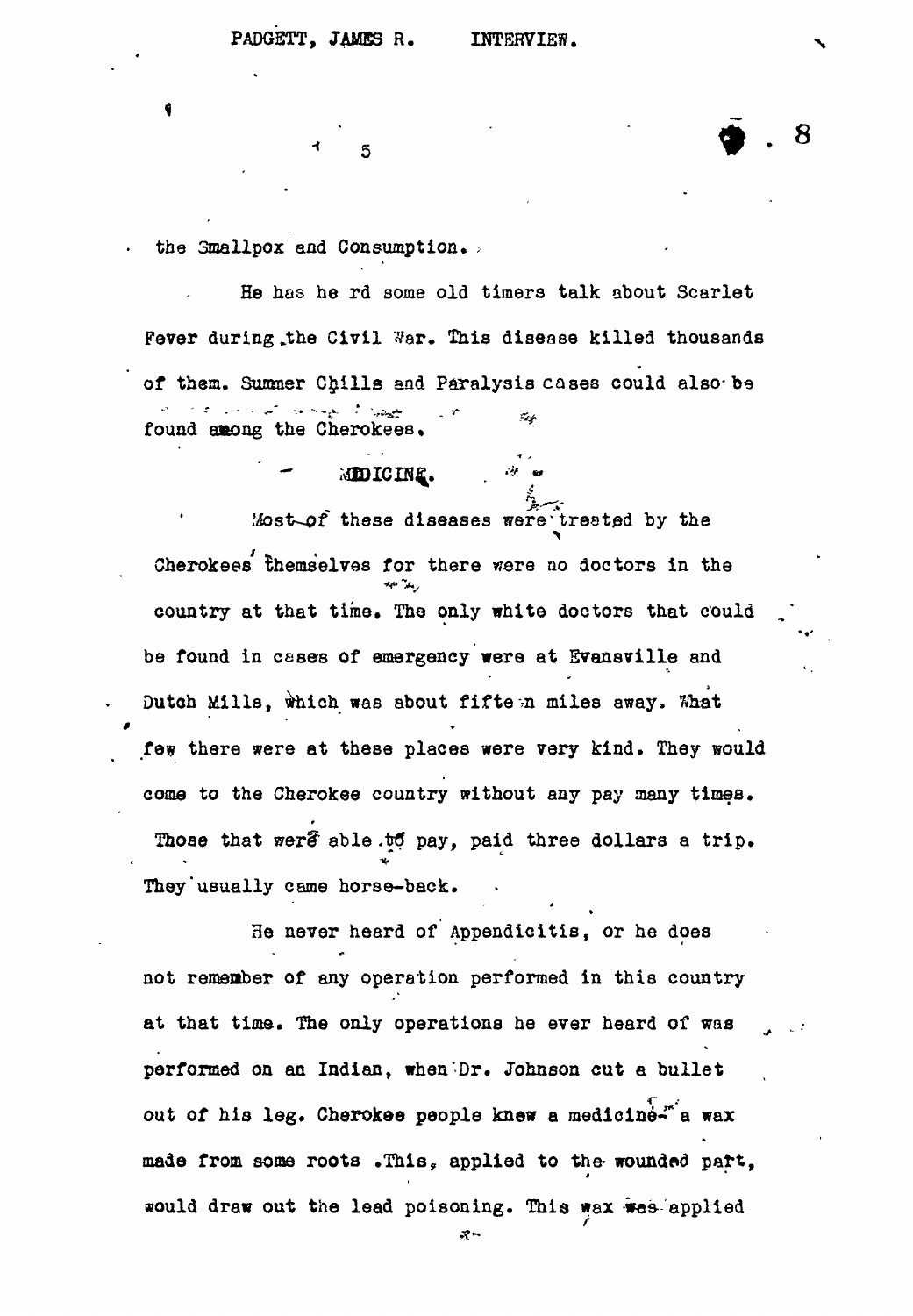the Smallpox and Consumption.

He has he rd some old timers talk about Scarlet Fever during the Civil War. This disease killed thousands of them. Summer Chills and Paralysis cases could also be found among the Cherokees.

## MEDICINE.

Most of these diseases were treated by the Cherokees themselves for there were no doctors in the country at that time. The only white doctors that could be found in cases of emergency were at Evansville and Dutch Mills, which was about fifteen miles away. What few there were at these places were very kind. They would come to the Cherokee country without any pay many times. Those that were able to pay, paid three dollars a trip. They usually came horse-back.

He never heard of Appendicitis, or he does not remember of any operation performed in this country at that time. The only operations he ever heard of was performed on an Indian, when Dr. Johnson cut a bullet out of his leg. Cherokee people knew a medicine- a wax made from some roots .This, applied to the wounded part, would draw out the lead poisoning. This wax was applied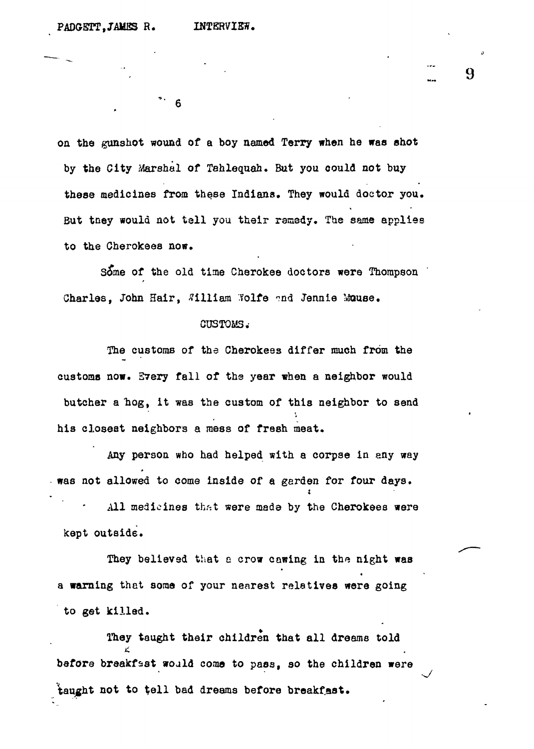on the gunshot wound of a boy named Terry when he was shot by the City Marshal of Tahlequah. But you could not buy these medicines from these Indians. They would doctor you. But they would not tell you their remedy. The same applies to the Cherokees now.

Some of the old time Cherokee doctors were Thompson Charles, John Hair, William Wolfe and Jennie Mouse.

## CUSTOMS.

The customs of the Cherokees differ much from the customs now. Every fall of the year when a neighbor would butcher a hog, it was the custom of this neighbor to send his closest neighbors a mess of fresh meat.

Any person who had helped with a corpse in any way was not allowed to come inside of a garden for four days.

All medicines that were made by the Cherokees were kept outside.

They believed that a crow cawing in the night was a warning that some of your nearest relatives were going to get killed.

They taught their children that all dreams told before breakfast would come to pass, so the children were taught not to tell bad dreams before breakfast.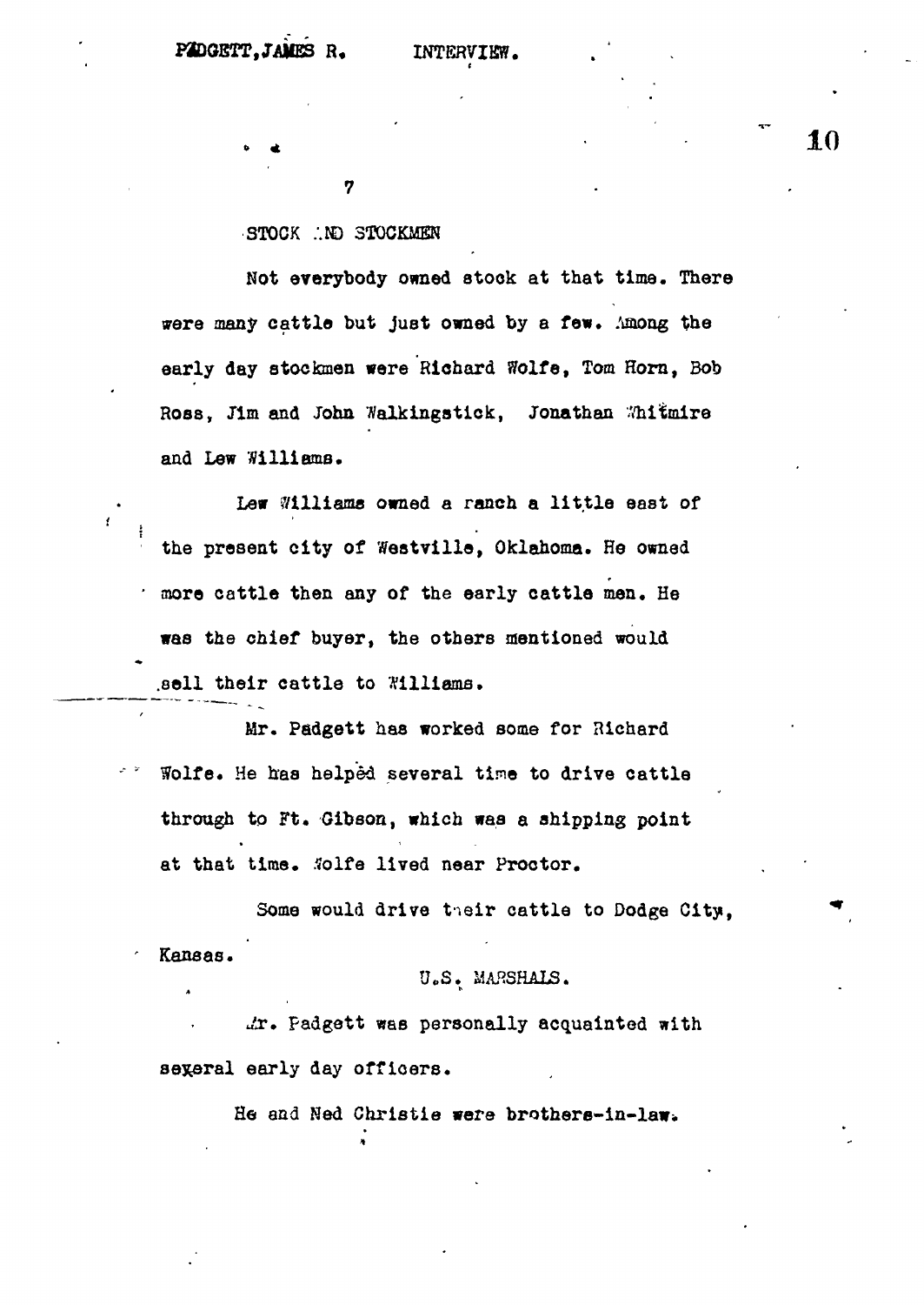7

## STOCK AND STOCKMEN

Not everybody owned stock at that time. There were many cattle but just owned by a few. Among the early day stockmen were Richard Wolfe, Tom Horn, Bob Ross, Jim and John Walkingstick, Jonathan Whitmire and Lew Williams.

Lew Williams owned a ranch a little east of the present city of Westville, Oklahoma. He owned more cattle then any of the early cattle men. He was the chief buyer, the others mentioned would sell their cattle to Williams.

Mr. Padgett has worked some for Richard Wolfe. He has helped several time to drive cattle through to Ft. Gibson, which was a shipping point at that time. Wolfe lived near Proctor.

Some would drive their cattle to Dodge City, Kansas.

## U.S. MARSHALS.

Mr. Padgett was personally acquainted with several early day officers.

He and Ned Christie were brothers-in-law.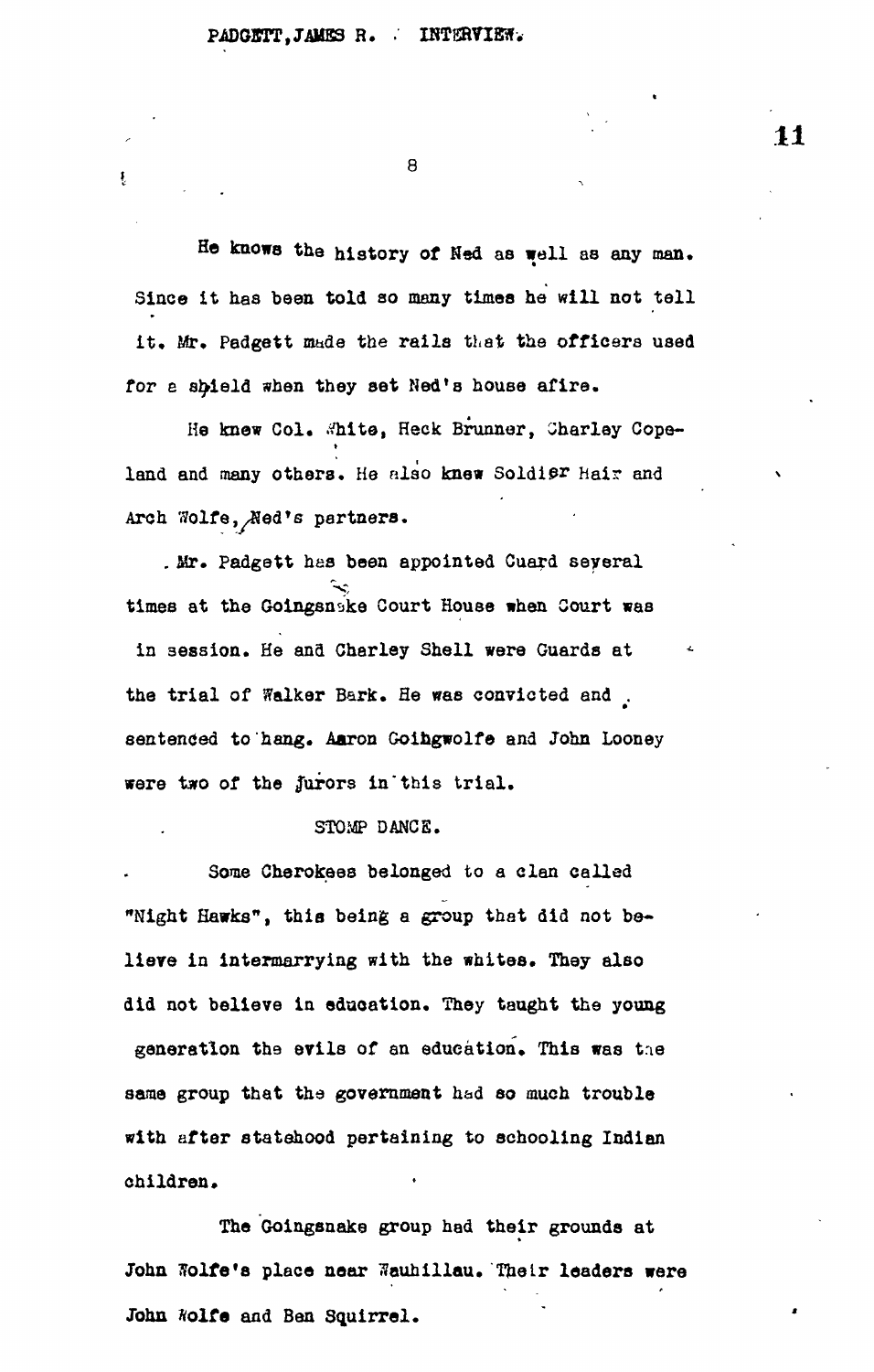He knows the history of Ned as well as any man. Since it has been told so many times he will not tell it. Mr. Padgett made the rails that the officers used for a shield when they set Ned's house afire.

He knew Col. White, Heck Brunner, Charley Copeland and many others. He also knew Soldier Hair and Arch Wolfe, Ned's partners.

Mr. Padgett has been appointed Guard several times at the Goingsnake Court House when Court was in session. He and Charley Shell were Guards at the trial of Walker Bark. He was convicted and sentenced to hang. Aaron Goingwolfe and John Looney were two of the jurors in this trial.

STOMP DANCE.

Some Cherokees belonged to a clan called "Night Hawks", this being a group that did not believe in intermarrying with the whites. They also did not believe in education. They taught the young generation the evils of an education. This was the same group that the government had so much trouble with after statehood pertaining to schooling Indian children.

The Goingsnake group had their grounds at John Wolfe's place near Wauhillau. Their leaders were John Wolfe and Ben Squirrel.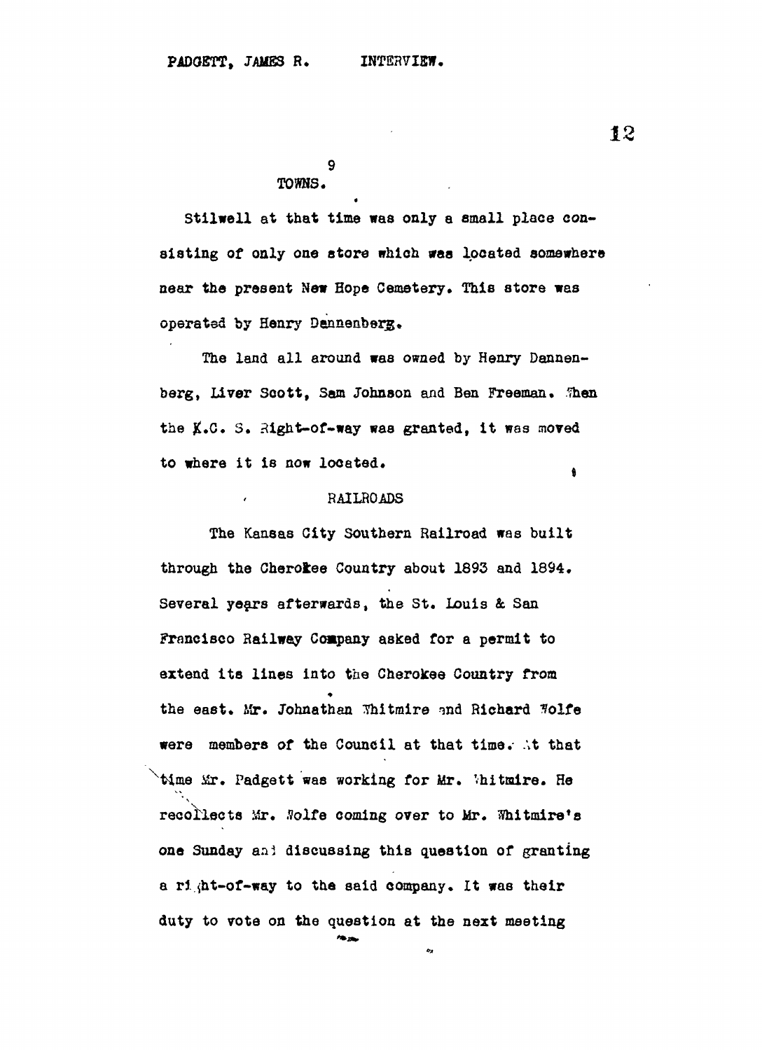## TOWNS.

Stilwell at that time was only a small place consisting of only one store which was located somewhere near the present New Hope Cemetery. This store was operated by Henry Dannenberg.

The land all around was owned by Henry Dannenberg, Liver Scott, Sam Johnson and Ben Freeman. When the K.C. S. Right-of-way was granted, it was moved to where it is now located.

## RAILROADS

The Kansas City Southern Railroad was built through the Cherokee Country about 1893 and 1894. Several years afterwards, the St. Louis & San Francisco Railway Company asked for a permit to extend its lines into the Cherokee Country from the east. Mr. Johnathan Whitmire and Richard Wolfe were members of the Council at that time. At that time Mr. Padgett was working for Mr. Whitmire. He recollects Mr. Wolfe coming over to Mr. Whitmire's one Sunday and discussing this question of granting a right-of-way to the said company. It was their duty to vote on the question at the next meeting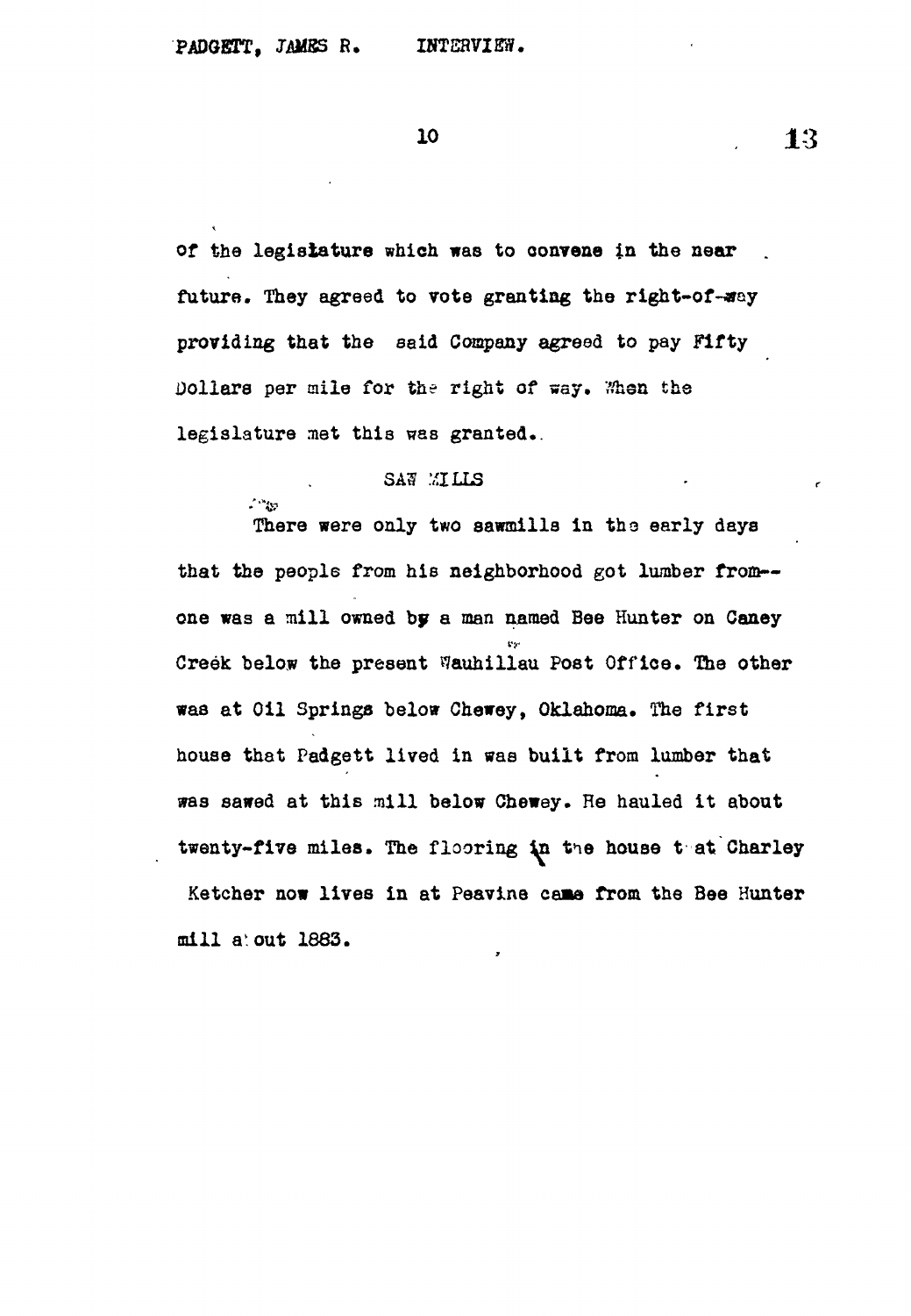of the legislature which was to convene in the near future. They agreed to vote granting the right-of-way providing that the said Company agreed to pay Fifty Dollars per mile for the right of way. When the legislature met this was granted.

## SAW MILLS

There were only two sawmills in the early days that the people from his neighborhood got lumber from--one was a mill owned by a man named Bee Hunter on Caney Creek below the present Wauhillau Post Office. The other was at Oil Springs below Chewey, Oklahoma. The first house that Padgett lived in was built from lumber that was sawed at this mill below Chewey. He hauled it about twenty-five miles. The flooring in the house that Charley Ketcher now lives in at Peavine came from the Bee Hunter mill about 1883.